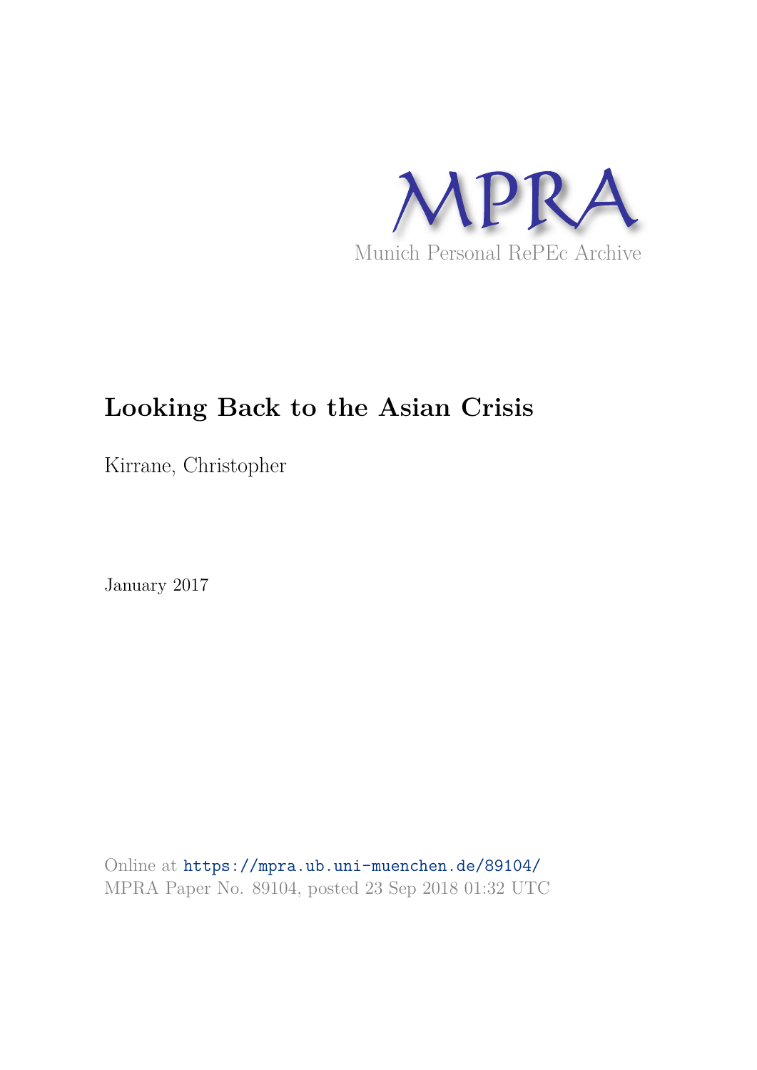MPRA

Munich Personal RePEc Archive

# Looking Back to the Asian Crisis

Kirrane, Christopher

January 2017

Online at https://mpra.ub.uni-muenchen.de/89104/
MPRA Paper No. 89104, posted 23 Sep 2018 01:32 UTC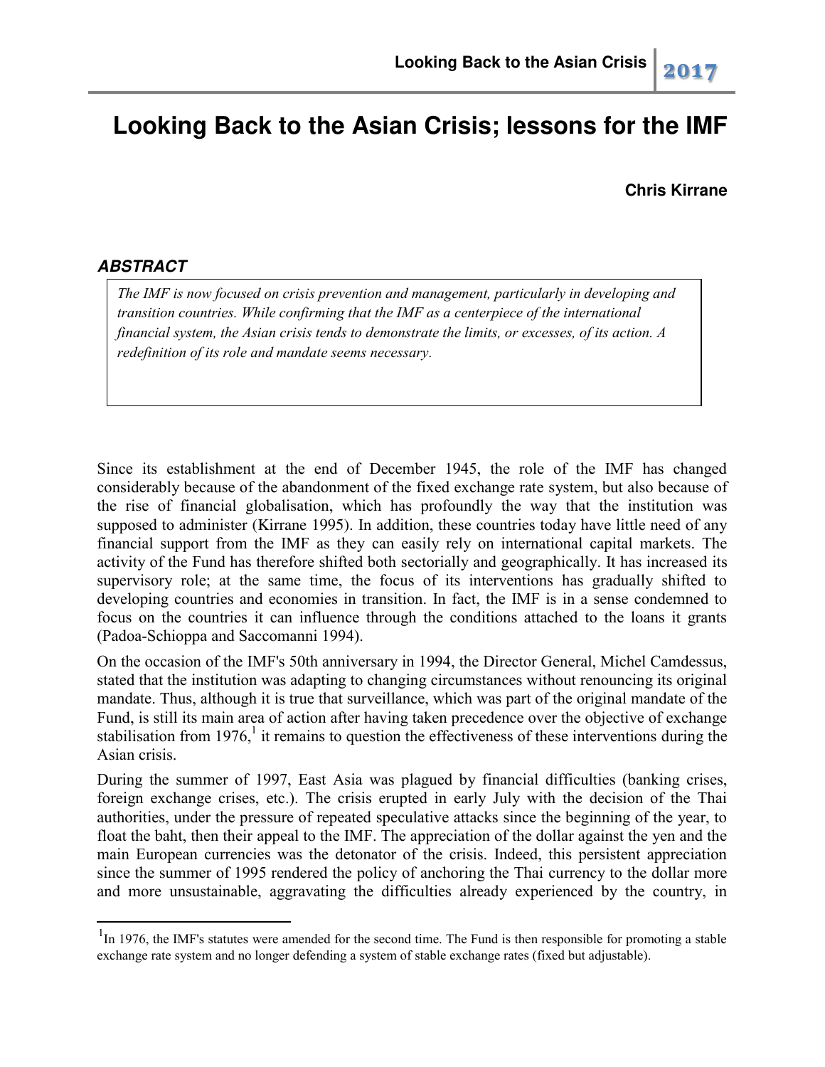# Looking Back to the Asian Crisis; lessons for the IMF

**Chris Kirrane**

### *ABSTRACT*

*The IMF is now focused on crisis prevention and management, particularly in developing and transition countries. While confirming that the IMF as a centerpiece of the international financial system, the Asian crisis tends to demonstrate the limits, or excesses, of its action. A redefinition of its role and mandate seems necessary.*

Since its establishment at the end of December 1945, the role of the IMF has changed considerably because of the abandonment of the fixed exchange rate system, but also because of the rise of financial globalisation, which has profoundly the way that the institution was supposed to administer (Kirrane 1995). In addition, these countries today have little need of any financial support from the IMF as they can easily rely on international capital markets. The activity of the Fund has therefore shifted both sectorially and geographically. It has increased its supervisory role; at the same time, the focus of its interventions has gradually shifted to developing countries and economies in transition. In fact, the IMF is in a sense condemned to focus on the countries it can influence through the conditions attached to the loans it grants (Padoa-Schioppa and Saccomanni 1994).

On the occasion of the IMF's 50th anniversary in 1994, the Director General, Michel Camdessus, stated that the institution was adapting to changing circumstances without renouncing its original mandate. Thus, although it is true that surveillance, which was part of the original mandate of the Fund, is still its main area of action after having taken precedence over the objective of exchange stabilisation from 1976,[1] it remains to question the effectiveness of these interventions during the Asian crisis.

During the summer of 1997, East Asia was plagued by financial difficulties (banking crises, foreign exchange crises, etc.). The crisis erupted in early July with the decision of the Thai authorities, under the pressure of repeated speculative attacks since the beginning of the year, to float the baht, then their appeal to the IMF. The appreciation of the dollar against the yen and the main European currencies was the detonator of the crisis. Indeed, this persistent appreciation since the summer of 1995 rendered the policy of anchoring the Thai currency to the dollar more and more unsustainable, aggravating the difficulties already experienced by the country, in

[1] In 1976, the IMF's statutes were amended for the second time. The Fund is then responsible for promoting a stable exchange rate system and no longer defending a system of stable exchange rates (fixed but adjustable).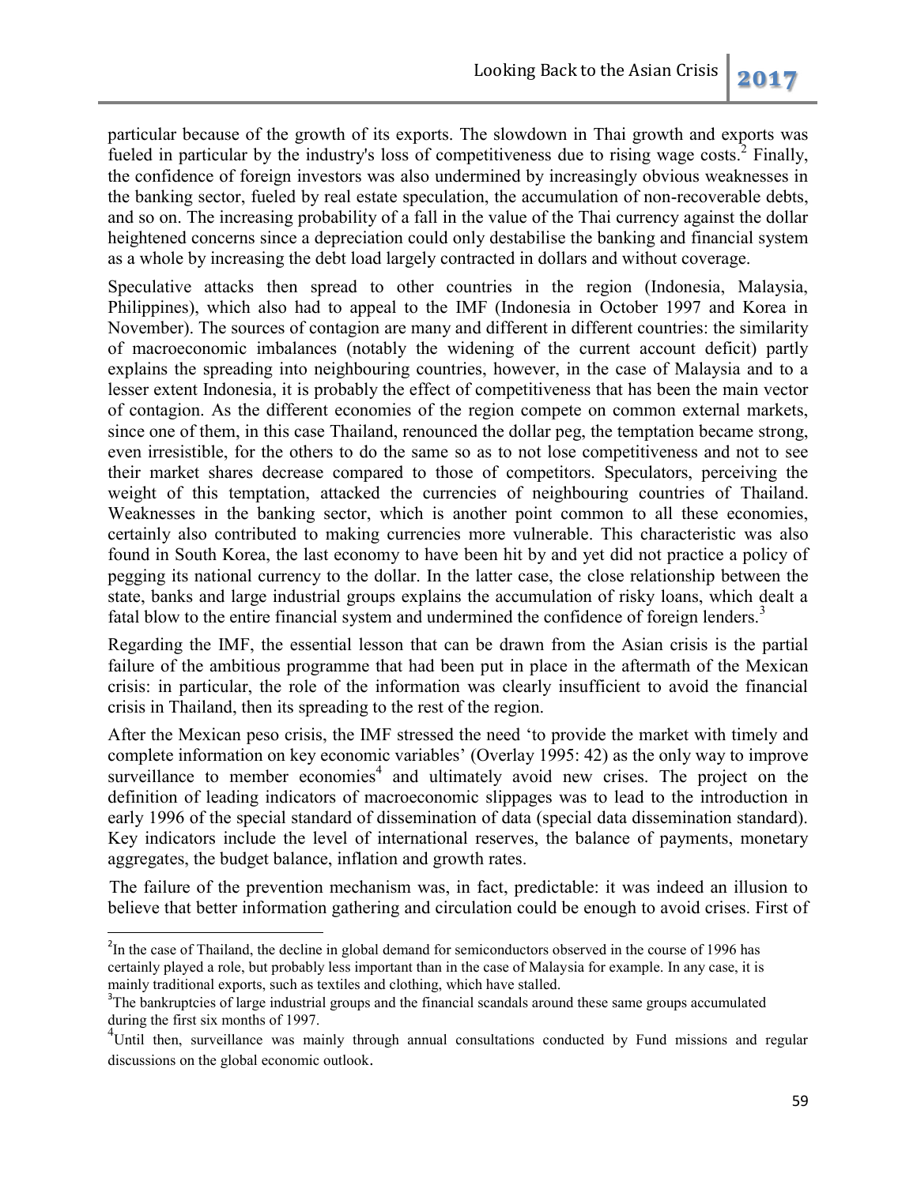particular because of the growth of its exports. The slowdown in Thai growth and exports was fueled in particular by the industry's loss of competitiveness due to rising wage costs.[2] Finally, the confidence of foreign investors was also undermined by increasingly obvious weaknesses in the banking sector, fueled by real estate speculation, the accumulation of non-recoverable debts, and so on. The increasing probability of a fall in the value of the Thai currency against the dollar heightened concerns since a depreciation could only destabilise the banking and financial system as a whole by increasing the debt load largely contracted in dollars and without coverage.

Speculative attacks then spread to other countries in the region (Indonesia, Malaysia, Philippines), which also had to appeal to the IMF (Indonesia in October 1997 and Korea in November). The sources of contagion are many and different in different countries: the similarity of macroeconomic imbalances (notably the widening of the current account deficit) partly explains the spreading into neighbouring countries, however, in the case of Malaysia and to a lesser extent Indonesia, it is probably the effect of competitiveness that has been the main vector of contagion. As the different economies of the region compete on common external markets, since one of them, in this case Thailand, renounced the dollar peg, the temptation became strong, even irresistible, for the others to do the same so as to not lose competitiveness and not to see their market shares decrease compared to those of competitors. Speculators, perceiving the weight of this temptation, attacked the currencies of neighbouring countries of Thailand. Weaknesses in the banking sector, which is another point common to all these economies, certainly also contributed to making currencies more vulnerable. This characteristic was also found in South Korea, the last economy to have been hit by and yet did not practice a policy of pegging its national currency to the dollar. In the latter case, the close relationship between the state, banks and large industrial groups explains the accumulation of risky loans, which dealt a fatal blow to the entire financial system and undermined the confidence of foreign lenders.[3]

Regarding the IMF, the essential lesson that can be drawn from the Asian crisis is the partial failure of the ambitious programme that had been put in place in the aftermath of the Mexican crisis: in particular, the role of the information was clearly insufficient to avoid the financial crisis in Thailand, then its spreading to the rest of the region.

After the Mexican peso crisis, the IMF stressed the need 'to provide the market with timely and complete information on key economic variables' (Overlay 1995: 42) as the only way to improve surveillance to member economies[4] and ultimately avoid new crises. The project on the definition of leading indicators of macroeconomic slippages was to lead to the introduction in early 1996 of the special standard of dissemination of data (special data dissemination standard). Key indicators include the level of international reserves, the balance of payments, monetary aggregates, the budget balance, inflation and growth rates.

The failure of the prevention mechanism was, in fact, predictable: it was indeed an illusion to believe that better information gathering and circulation could be enough to avoid crises. First of

---

[2] In the case of Thailand, the decline in global demand for semiconductors observed in the course of 1996 has certainly played a role, but probably less important than in the case of Malaysia for example. In any case, it is mainly traditional exports, such as textiles and clothing, which have stalled.

[3] The bankruptcies of large industrial groups and the financial scandals around these same groups accumulated during the first six months of 1997.

[4] Until then, surveillance was mainly through annual consultations conducted by Fund missions and regular discussions on the global economic outlook.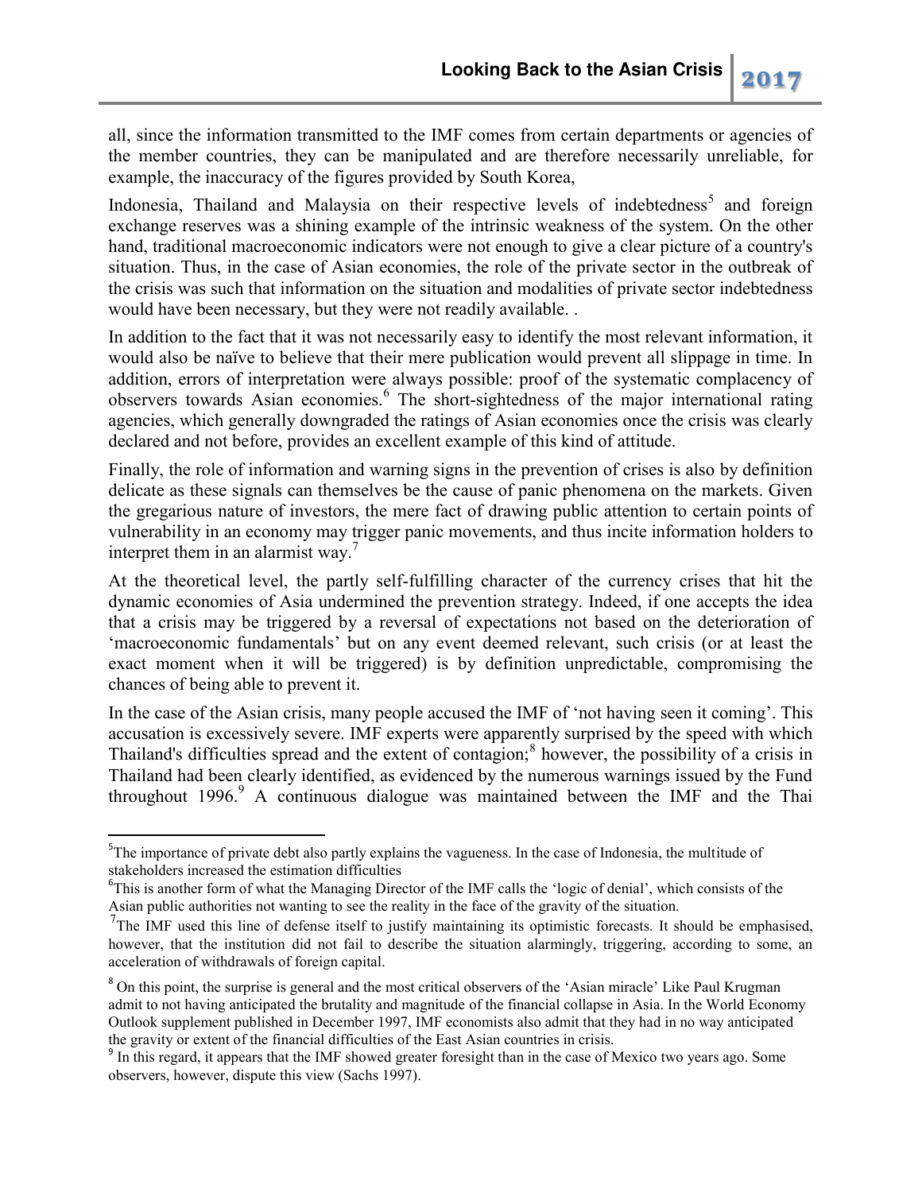all, since the information transmitted to the IMF comes from certain departments or agencies of the member countries, they can be manipulated and are therefore necessarily unreliable, for example, the inaccuracy of the figures provided by South Korea,

Indonesia, Thailand and Malaysia on their respective levels of indebtedness[5] and foreign exchange reserves was a shining example of the intrinsic weakness of the system. On the other hand, traditional macroeconomic indicators were not enough to give a clear picture of a country's situation. Thus, in the case of Asian economies, the role of the private sector in the outbreak of the crisis was such that information on the situation and modalities of private sector indebtedness would have been necessary, but they were not readily available. .

In addition to the fact that it was not necessarily easy to identify the most relevant information, it would also be naïve to believe that their mere publication would prevent all slippage in time. In addition, errors of interpretation were always possible: proof of the systematic complacency of observers towards Asian economies.[6] The short-sightedness of the major international rating agencies, which generally downgraded the ratings of Asian economies once the crisis was clearly declared and not before, provides an excellent example of this kind of attitude.

Finally, the role of information and warning signs in the prevention of crises is also by definition delicate as these signals can themselves be the cause of panic phenomena on the markets. Given the gregarious nature of investors, the mere fact of drawing public attention to certain points of vulnerability in an economy may trigger panic movements, and thus incite information holders to interpret them in an alarmist way.[7]

At the theoretical level, the partly self-fulfilling character of the currency crises that hit the dynamic economies of Asia undermined the prevention strategy. Indeed, if one accepts the idea that a crisis may be triggered by a reversal of expectations not based on the deterioration of 'macroeconomic fundamentals' but on any event deemed relevant, such crisis (or at least the exact moment when it will be triggered) is by definition unpredictable, compromising the chances of being able to prevent it.

In the case of the Asian crisis, many people accused the IMF of 'not having seen it coming'. This accusation is excessively severe. IMF experts were apparently surprised by the speed with which Thailand's difficulties spread and the extent of contagion;[8] however, the possibility of a crisis in Thailand had been clearly identified, as evidenced by the numerous warnings issued by the Fund throughout 1996.[9] A continuous dialogue was maintained between the IMF and the Thai

---

[5]The importance of private debt also partly explains the vagueness. In the case of Indonesia, the multitude of stakeholders increased the estimation difficulties

[6]This is another form of what the Managing Director of the IMF calls the 'logic of denial', which consists of the Asian public authorities not wanting to see the reality in the face of the gravity of the situation.

[7]The IMF used this line of defense itself to justify maintaining its optimistic forecasts. It should be emphasised, however, that the institution did not fail to describe the situation alarmingly, triggering, according to some, an acceleration of withdrawals of foreign capital.

[8] On this point, the surprise is general and the most critical observers of the 'Asian miracle' Like Paul Krugman admit to not having anticipated the brutality and magnitude of the financial collapse in Asia. In the World Economy Outlook supplement published in December 1997, IMF economists also admit that they had in no way anticipated the gravity or extent of the financial difficulties of the East Asian countries in crisis.

[9] In this regard, it appears that the IMF showed greater foresight than in the case of Mexico two years ago. Some observers, however, dispute this view (Sachs 1997).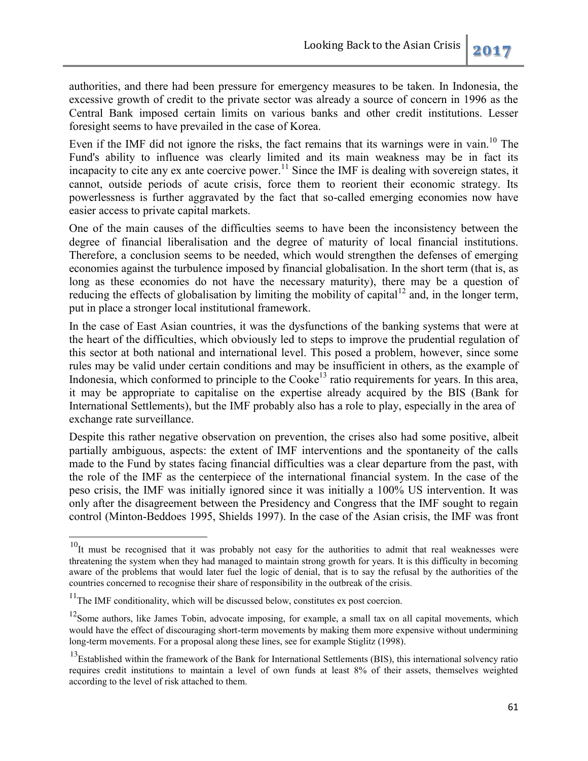authorities, and there had been pressure for emergency measures to be taken. In Indonesia, the excessive growth of credit to the private sector was already a source of concern in 1996 as the Central Bank imposed certain limits on various banks and other credit institutions. Lesser foresight seems to have prevailed in the case of Korea.

Even if the IMF did not ignore the risks, the fact remains that its warnings were in vain.[10] The Fund's ability to influence was clearly limited and its main weakness may be in fact its incapacity to cite any ex ante coercive power.[11] Since the IMF is dealing with sovereign states, it cannot, outside periods of acute crisis, force them to reorient their economic strategy. Its powerlessness is further aggravated by the fact that so-called emerging economies now have easier access to private capital markets.

One of the main causes of the difficulties seems to have been the inconsistency between the degree of financial liberalisation and the degree of maturity of local financial institutions. Therefore, a conclusion seems to be needed, which would strengthen the defenses of emerging economies against the turbulence imposed by financial globalisation. In the short term (that is, as long as these economies do not have the necessary maturity), there may be a question of reducing the effects of globalisation by limiting the mobility of capital[12] and, in the longer term, put in place a stronger local institutional framework.

In the case of East Asian countries, it was the dysfunctions of the banking systems that were at the heart of the difficulties, which obviously led to steps to improve the prudential regulation of this sector at both national and international level. This posed a problem, however, since some rules may be valid under certain conditions and may be insufficient in others, as the example of Indonesia, which conformed to principle to the Cooke[13] ratio requirements for years. In this area, it may be appropriate to capitalise on the expertise already acquired by the BIS (Bank for International Settlements), but the IMF probably also has a role to play, especially in the area of exchange rate surveillance.

Despite this rather negative observation on prevention, the crises also had some positive, albeit partially ambiguous, aspects: the extent of IMF interventions and the spontaneity of the calls made to the Fund by states facing financial difficulties was a clear departure from the past, with the role of the IMF as the centerpiece of the international financial system. In the case of the peso crisis, the IMF was initially ignored since it was initially a 100% US intervention. It was only after the disagreement between the Presidency and Congress that the IMF sought to regain control (Minton-Beddoes 1995, Shields 1997). In the case of the Asian crisis, the IMF was front

---

[10] It must be recognised that it was probably not easy for the authorities to admit that real weaknesses were threatening the system when they had managed to maintain strong growth for years. It is this difficulty in becoming aware of the problems that would later fuel the logic of denial, that is to say the refusal by the authorities of the countries concerned to recognise their share of responsibility in the outbreak of the crisis.

[11] The IMF conditionality, which will be discussed below, constitutes ex post coercion.

[12] Some authors, like James Tobin, advocate imposing, for example, a small tax on all capital movements, which would have the effect of discouraging short-term movements by making them more expensive without undermining long-term movements. For a proposal along these lines, see for example Stiglitz (1998).

[13] Established within the framework of the Bank for International Settlements (BIS), this international solvency ratio requires credit institutions to maintain a level of own funds at least 8% of their assets, themselves weighted according to the level of risk attached to them.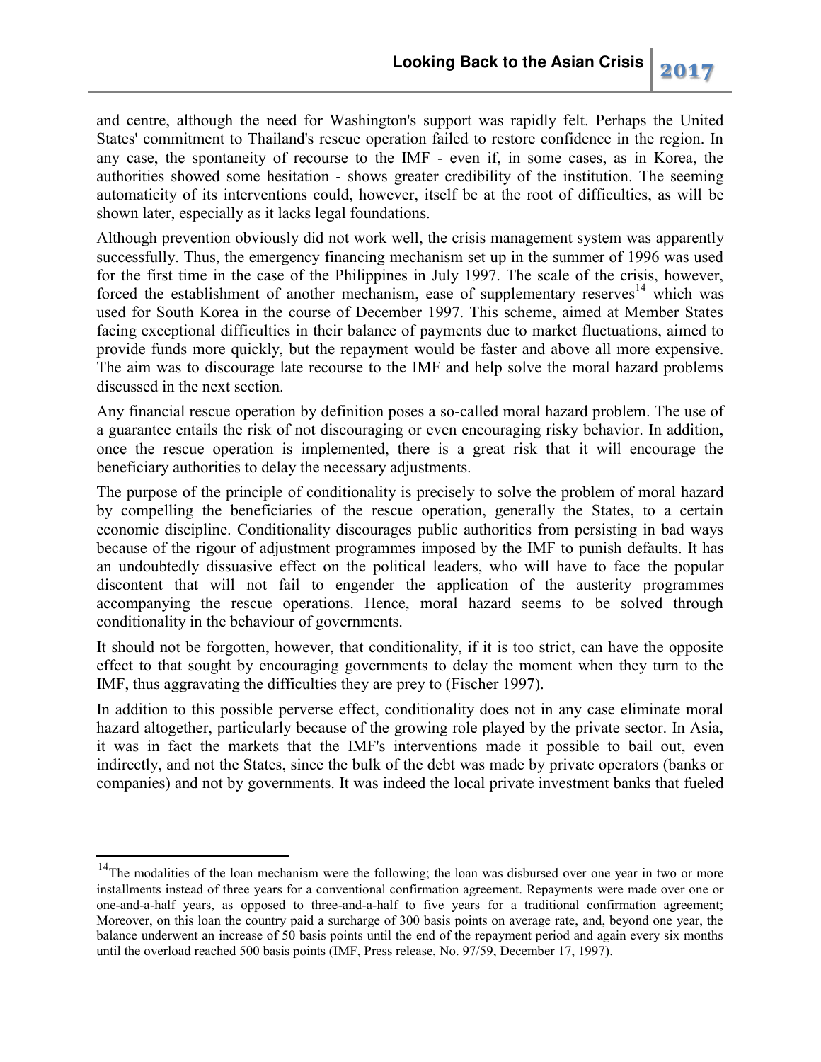and centre, although the need for Washington's support was rapidly felt. Perhaps the United States' commitment to Thailand's rescue operation failed to restore confidence in the region. In any case, the spontaneity of recourse to the IMF - even if, in some cases, as in Korea, the authorities showed some hesitation - shows greater credibility of the institution. The seeming automaticity of its interventions could, however, itself be at the root of difficulties, as will be shown later, especially as it lacks legal foundations.

Although prevention obviously did not work well, the crisis management system was apparently successfully. Thus, the emergency financing mechanism set up in the summer of 1996 was used for the first time in the case of the Philippines in July 1997. The scale of the crisis, however, forced the establishment of another mechanism, ease of supplementary reserves[14] which was used for South Korea in the course of December 1997. This scheme, aimed at Member States facing exceptional difficulties in their balance of payments due to market fluctuations, aimed to provide funds more quickly, but the repayment would be faster and above all more expensive. The aim was to discourage late recourse to the IMF and help solve the moral hazard problems discussed in the next section.

Any financial rescue operation by definition poses a so-called moral hazard problem. The use of a guarantee entails the risk of not discouraging or even encouraging risky behavior. In addition, once the rescue operation is implemented, there is a great risk that it will encourage the beneficiary authorities to delay the necessary adjustments.

The purpose of the principle of conditionality is precisely to solve the problem of moral hazard by compelling the beneficiaries of the rescue operation, generally the States, to a certain economic discipline. Conditionality discourages public authorities from persisting in bad ways because of the rigour of adjustment programmes imposed by the IMF to punish defaults. It has an undoubtedly dissuasive effect on the political leaders, who will have to face the popular discontent that will not fail to engender the application of the austerity programmes accompanying the rescue operations. Hence, moral hazard seems to be solved through conditionality in the behaviour of governments.

It should not be forgotten, however, that conditionality, if it is too strict, can have the opposite effect to that sought by encouraging governments to delay the moment when they turn to the IMF, thus aggravating the difficulties they are prey to (Fischer 1997).

In addition to this possible perverse effect, conditionality does not in any case eliminate moral hazard altogether, particularly because of the growing role played by the private sector. In Asia, it was in fact the markets that the IMF's interventions made it possible to bail out, even indirectly, and not the States, since the bulk of the debt was made by private operators (banks or companies) and not by governments. It was indeed the local private investment banks that fueled

---

[14] The modalities of the loan mechanism were the following; the loan was disbursed over one year in two or more installments instead of three years for a conventional confirmation agreement. Repayments were made over one or one-and-a-half years, as opposed to three-and-a-half to five years for a traditional confirmation agreement; Moreover, on this loan the country paid a surcharge of 300 basis points on average rate, and, beyond one year, the balance underwent an increase of 50 basis points until the end of the repayment period and again every six months until the overload reached 500 basis points (IMF, Press release, No. 97/59, December 17, 1997).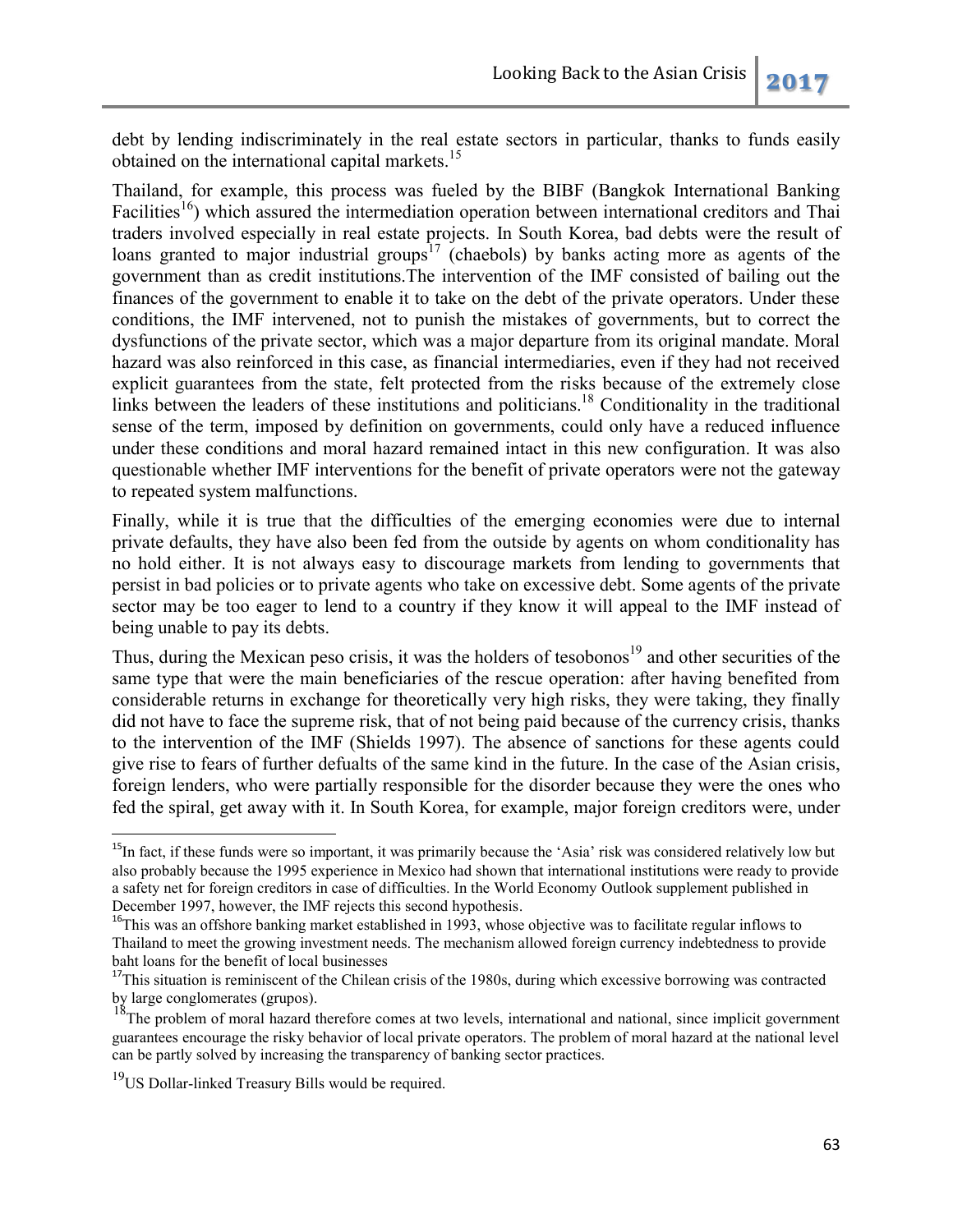debt by lending indiscriminately in the real estate sectors in particular, thanks to funds easily obtained on the international capital markets.[15]

Thailand, for example, this process was fueled by the BIBF (Bangkok International Banking Facilities[16]) which assured the intermediation operation between international creditors and Thai traders involved especially in real estate projects. In South Korea, bad debts were the result of loans granted to major industrial groups[17] (chaebols) by banks acting more as agents of the government than as credit institutions.The intervention of the IMF consisted of bailing out the finances of the government to enable it to take on the debt of the private operators. Under these conditions, the IMF intervened, not to punish the mistakes of governments, but to correct the dysfunctions of the private sector, which was a major departure from its original mandate. Moral hazard was also reinforced in this case, as financial intermediaries, even if they had not received explicit guarantees from the state, felt protected from the risks because of the extremely close links between the leaders of these institutions and politicians.[18] Conditionality in the traditional sense of the term, imposed by definition on governments, could only have a reduced influence under these conditions and moral hazard remained intact in this new configuration. It was also questionable whether IMF interventions for the benefit of private operators were not the gateway to repeated system malfunctions.

Finally, while it is true that the difficulties of the emerging economies were due to internal private defaults, they have also been fed from the outside by agents on whom conditionality has no hold either. It is not always easy to discourage markets from lending to governments that persist in bad policies or to private agents who take on excessive debt. Some agents of the private sector may be too eager to lend to a country if they know it will appeal to the IMF instead of being unable to pay its debts.

Thus, during the Mexican peso crisis, it was the holders of tesobonos[19] and other securities of the same type that were the main beneficiaries of the rescue operation: after having benefited from considerable returns in exchange for theoretically very high risks, they were taking, they finally did not have to face the supreme risk, that of not being paid because of the currency crisis, thanks to the intervention of the IMF (Shields 1997). The absence of sanctions for these agents could give rise to fears of further defualts of the same kind in the future. In the case of the Asian crisis, foreign lenders, who were partially responsible for the disorder because they were the ones who fed the spiral, get away with it. In South Korea, for example, major foreign creditors were, under

---

[15]In fact, if these funds were so important, it was primarily because the 'Asia' risk was considered relatively low but also probably because the 1995 experience in Mexico had shown that international institutions were ready to provide a safety net for foreign creditors in case of difficulties. In the World Economy Outlook supplement published in December 1997, however, the IMF rejects this second hypothesis.

[16]This was an offshore banking market established in 1993, whose objective was to facilitate regular inflows to Thailand to meet the growing investment needs. The mechanism allowed foreign currency indebtedness to provide baht loans for the benefit of local businesses

[17]This situation is reminiscent of the Chilean crisis of the 1980s, during which excessive borrowing was contracted by large conglomerates (grupos).

[18]The problem of moral hazard therefore comes at two levels, international and national, since implicit government guarantees encourage the risky behavior of local private operators. The problem of moral hazard at the national level can be partly solved by increasing the transparency of banking sector practices.

[19]US Dollar-linked Treasury Bills would be required.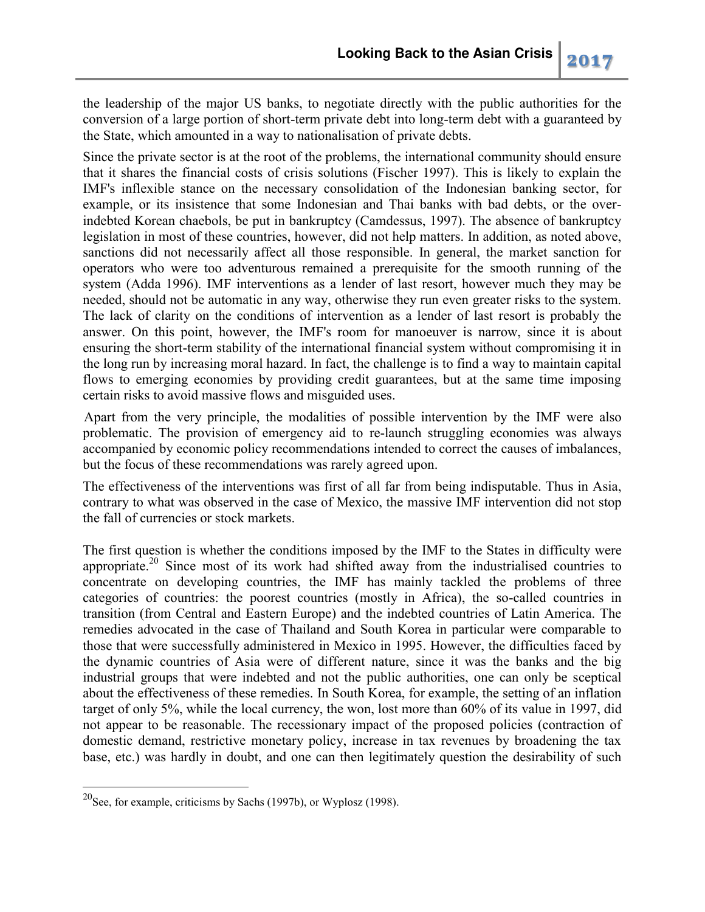the leadership of the major US banks, to negotiate directly with the public authorities for the conversion of a large portion of short-term private debt into long-term debt with a guaranteed by the State, which amounted in a way to nationalisation of private debts.

Since the private sector is at the root of the problems, the international community should ensure that it shares the financial costs of crisis solutions (Fischer 1997). This is likely to explain the IMF's inflexible stance on the necessary consolidation of the Indonesian banking sector, for example, or its insistence that some Indonesian and Thai banks with bad debts, or the over-indebted Korean chaebols, be put in bankruptcy (Camdessus, 1997). The absence of bankruptcy legislation in most of these countries, however, did not help matters. In addition, as noted above, sanctions did not necessarily affect all those responsible. In general, the market sanction for operators who were too adventurous remained a prerequisite for the smooth running of the system (Adda 1996). IMF interventions as a lender of last resort, however much they may be needed, should not be automatic in any way, otherwise they run even greater risks to the system. The lack of clarity on the conditions of intervention as a lender of last resort is probably the answer. On this point, however, the IMF's room for manoeuver is narrow, since it is about ensuring the short-term stability of the international financial system without compromising it in the long run by increasing moral hazard. In fact, the challenge is to find a way to maintain capital flows to emerging economies by providing credit guarantees, but at the same time imposing certain risks to avoid massive flows and misguided uses.

Apart from the very principle, the modalities of possible intervention by the IMF were also problematic. The provision of emergency aid to re-launch struggling economies was always accompanied by economic policy recommendations intended to correct the causes of imbalances, but the focus of these recommendations was rarely agreed upon.

The effectiveness of the interventions was first of all far from being indisputable. Thus in Asia, contrary to what was observed in the case of Mexico, the massive IMF intervention did not stop the fall of currencies or stock markets.

The first question is whether the conditions imposed by the IMF to the States in difficulty were appropriate.[20] Since most of its work had shifted away from the industrialised countries to concentrate on developing countries, the IMF has mainly tackled the problems of three categories of countries: the poorest countries (mostly in Africa), the so-called countries in transition (from Central and Eastern Europe) and the indebted countries of Latin America. The remedies advocated in the case of Thailand and South Korea in particular were comparable to those that were successfully administered in Mexico in 1995. However, the difficulties faced by the dynamic countries of Asia were of different nature, since it was the banks and the big industrial groups that were indebted and not the public authorities, one can only be sceptical about the effectiveness of these remedies. In South Korea, for example, the setting of an inflation target of only 5%, while the local currency, the won, lost more than 60% of its value in 1997, did not appear to be reasonable. The recessionary impact of the proposed policies (contraction of domestic demand, restrictive monetary policy, increase in tax revenues by broadening the tax base, etc.) was hardly in doubt, and one can then legitimately question the desirability of such

[20] See, for example, criticisms by Sachs (1997b), or Wyplosz (1998).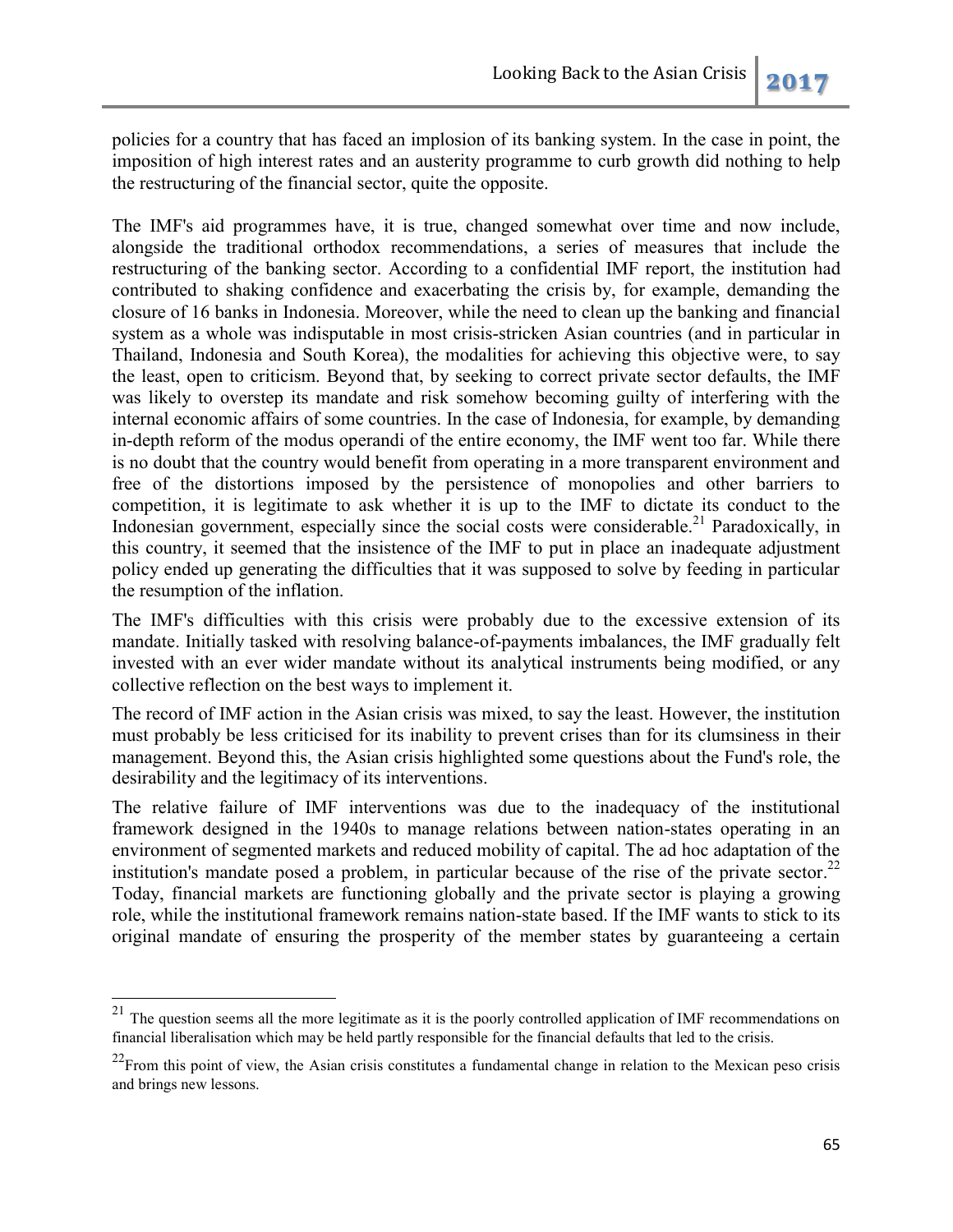policies for a country that has faced an implosion of its banking system. In the case in point, the imposition of high interest rates and an austerity programme to curb growth did nothing to help the restructuring of the financial sector, quite the opposite.

The IMF's aid programmes have, it is true, changed somewhat over time and now include, alongside the traditional orthodox recommendations, a series of measures that include the restructuring of the banking sector. According to a confidential IMF report, the institution had contributed to shaking confidence and exacerbating the crisis by, for example, demanding the closure of 16 banks in Indonesia. Moreover, while the need to clean up the banking and financial system as a whole was indisputable in most crisis-stricken Asian countries (and in particular in Thailand, Indonesia and South Korea), the modalities for achieving this objective were, to say the least, open to criticism. Beyond that, by seeking to correct private sector defaults, the IMF was likely to overstep its mandate and risk somehow becoming guilty of interfering with the internal economic affairs of some countries. In the case of Indonesia, for example, by demanding in-depth reform of the modus operandi of the entire economy, the IMF went too far. While there is no doubt that the country would benefit from operating in a more transparent environment and free of the distortions imposed by the persistence of monopolies and other barriers to competition, it is legitimate to ask whether it is up to the IMF to dictate its conduct to the Indonesian government, especially since the social costs were considerable.[21] Paradoxically, in this country, it seemed that the insistence of the IMF to put in place an inadequate adjustment policy ended up generating the difficulties that it was supposed to solve by feeding in particular the resumption of the inflation.

The IMF's difficulties with this crisis were probably due to the excessive extension of its mandate. Initially tasked with resolving balance-of-payments imbalances, the IMF gradually felt invested with an ever wider mandate without its analytical instruments being modified, or any collective reflection on the best ways to implement it.

The record of IMF action in the Asian crisis was mixed, to say the least. However, the institution must probably be less criticised for its inability to prevent crises than for its clumsiness in their management. Beyond this, the Asian crisis highlighted some questions about the Fund's role, the desirability and the legitimacy of its interventions.

The relative failure of IMF interventions was due to the inadequacy of the institutional framework designed in the 1940s to manage relations between nation-states operating in an environment of segmented markets and reduced mobility of capital. The ad hoc adaptation of the institution's mandate posed a problem, in particular because of the rise of the private sector.[22] Today, financial markets are functioning globally and the private sector is playing a growing role, while the institutional framework remains nation-state based. If the IMF wants to stick to its original mandate of ensuring the prosperity of the member states by guaranteeing a certain

---

[21] The question seems all the more legitimate as it is the poorly controlled application of IMF recommendations on financial liberalisation which may be held partly responsible for the financial defaults that led to the crisis.

[22] From this point of view, the Asian crisis constitutes a fundamental change in relation to the Mexican peso crisis and brings new lessons.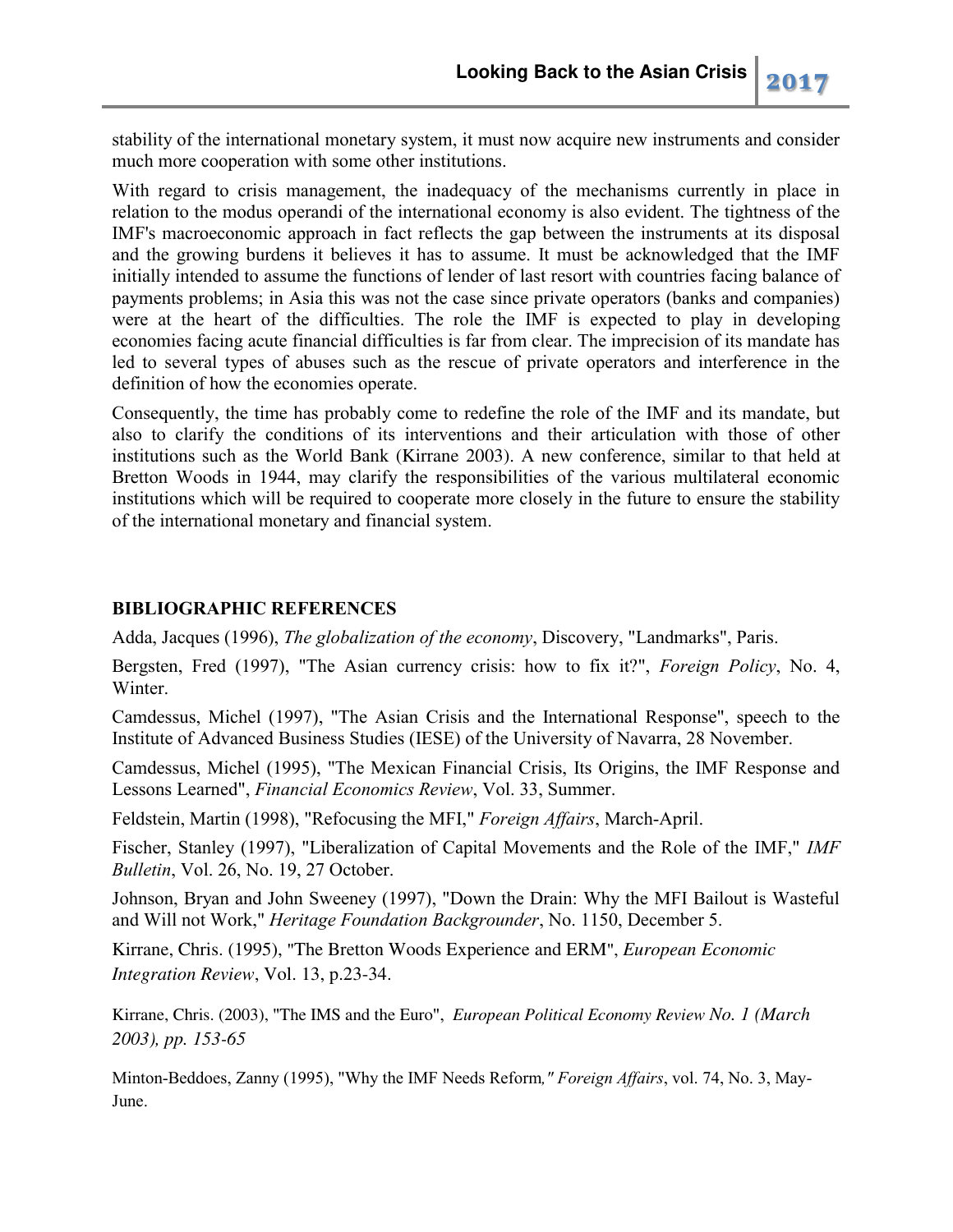stability of the international monetary system, it must now acquire new instruments and consider much more cooperation with some other institutions.

With regard to crisis management, the inadequacy of the mechanisms currently in place in relation to the modus operandi of the international economy is also evident. The tightness of the IMF's macroeconomic approach in fact reflects the gap between the instruments at its disposal and the growing burdens it believes it has to assume. It must be acknowledged that the IMF initially intended to assume the functions of lender of last resort with countries facing balance of payments problems; in Asia this was not the case since private operators (banks and companies) were at the heart of the difficulties. The role the IMF is expected to play in developing economies facing acute financial difficulties is far from clear. The imprecision of its mandate has led to several types of abuses such as the rescue of private operators and interference in the definition of how the economies operate.

Consequently, the time has probably come to redefine the role of the IMF and its mandate, but also to clarify the conditions of its interventions and their articulation with those of other institutions such as the World Bank (Kirrane 2003). A new conference, similar to that held at Bretton Woods in 1944, may clarify the responsibilities of the various multilateral economic institutions which will be required to cooperate more closely in the future to ensure the stability of the international monetary and financial system.

## BIBLIOGRAPHIC REFERENCES

Adda, Jacques (1996), *The globalization of the economy*, Discovery, "Landmarks", Paris.

Bergsten, Fred (1997), "The Asian currency crisis: how to fix it?", *Foreign Policy*, No. 4, Winter.

Camdessus, Michel (1997), "The Asian Crisis and the International Response", speech to the Institute of Advanced Business Studies (IESE) of the University of Navarra, 28 November.

Camdessus, Michel (1995), "The Mexican Financial Crisis, Its Origins, the IMF Response and Lessons Learned", *Financial Economics Review*, Vol. 33, Summer.

Feldstein, Martin (1998), "Refocusing the MFI," *Foreign Affairs*, March-April.

Fischer, Stanley (1997), "Liberalization of Capital Movements and the Role of the IMF," *IMF Bulletin*, Vol. 26, No. 19, 27 October.

Johnson, Bryan and John Sweeney (1997), "Down the Drain: Why the MFI Bailout is Wasteful and Will not Work," *Heritage Foundation Backgrounder*, No. 1150, December 5.

Kirrane, Chris. (1995), "The Bretton Woods Experience and ERM", *European Economic Integration Review*, Vol. 13, p.23-34.

Kirrane, Chris. (2003), "The IMS and the Euro", *European Political Economy Review No. 1 (March 2003), pp. 153-65*

Minton-Beddoes, Zanny (1995), "Why the IMF Needs Reform*," Foreign Affairs*, vol. 74, No. 3, May-June.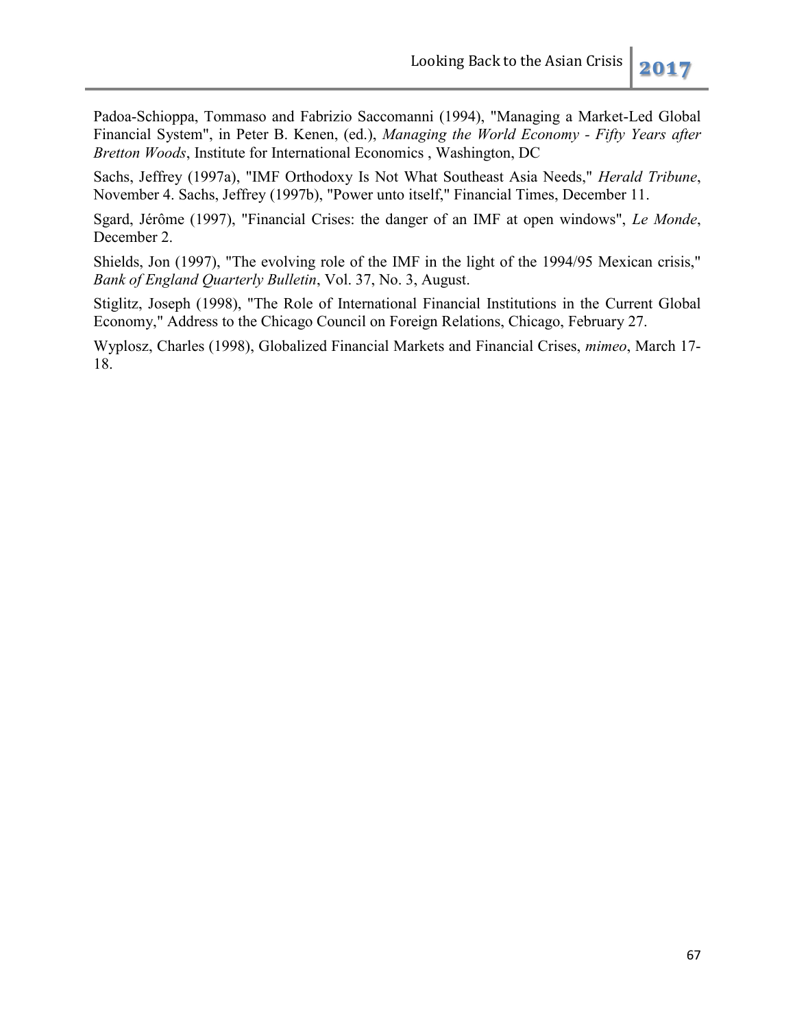Padoa-Schioppa, Tommaso and Fabrizio Saccomanni (1994), "Managing a Market-Led Global Financial System", in Peter B. Kenen, (ed.), *Managing the World Economy - Fifty Years after Bretton Woods*, Institute for International Economics , Washington, DC

Sachs, Jeffrey (1997a), "IMF Orthodoxy Is Not What Southeast Asia Needs," *Herald Tribune*, November 4. Sachs, Jeffrey (1997b), "Power unto itself," Financial Times, December 11.

Sgard, Jérôme (1997), "Financial Crises: the danger of an IMF at open windows", *Le Monde*, December 2.

Shields, Jon (1997), "The evolving role of the IMF in the light of the 1994/95 Mexican crisis," *Bank of England Quarterly Bulletin*, Vol. 37, No. 3, August.

Stiglitz, Joseph (1998), "The Role of International Financial Institutions in the Current Global Economy," Address to the Chicago Council on Foreign Relations, Chicago, February 27.

Wyplosz, Charles (1998), Globalized Financial Markets and Financial Crises, *mimeo*, March 17-18.